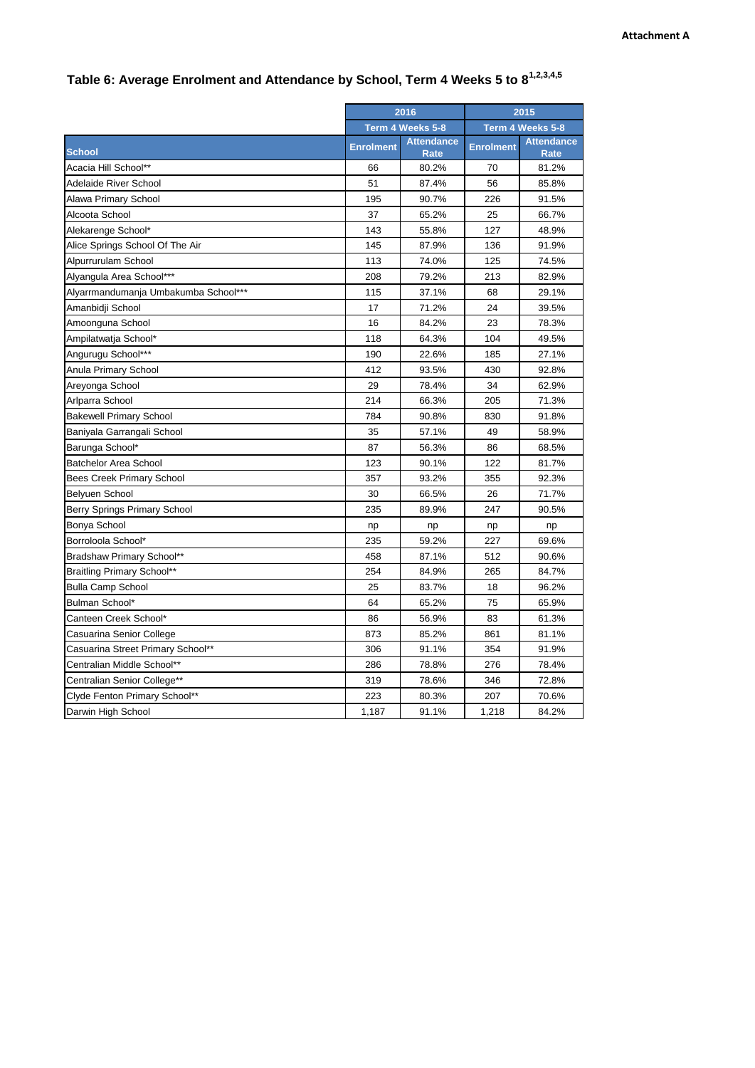**Attachment A**

# Table 6: Average Enrolment and Attendance by School, Term 4 Weeks 5 to 8[1,2,3,4,5]

| | 2016 | | 2015 | |
|---|---|---|---|---|
| | Term 4 Weeks 5-8 | | Term 4 Weeks 5-8 | |
| School | Enrolment | Attendance Rate | Enrolment | Attendance Rate |
| Acacia Hill School** | 66 | 80.2% | 70 | 81.2% |
| Adelaide River School | 51 | 87.4% | 56 | 85.8% |
| Alawa Primary School | 195 | 90.7% | 226 | 91.5% |
| Alcoota School | 37 | 65.2% | 25 | 66.7% |
| Alekarenge School* | 143 | 55.8% | 127 | 48.9% |
| Alice Springs School Of The Air | 145 | 87.9% | 136 | 91.9% |
| Alpurrurulam School | 113 | 74.0% | 125 | 74.5% |
| Alyangula Area School*** | 208 | 79.2% | 213 | 82.9% |
| Alyarrmandumanja Umbakumba School*** | 115 | 37.1% | 68 | 29.1% |
| Amanbidji School | 17 | 71.2% | 24 | 39.5% |
| Amoonguna School | 16 | 84.2% | 23 | 78.3% |
| Ampilatwatja School* | 118 | 64.3% | 104 | 49.5% |
| Angurugu School*** | 190 | 22.6% | 185 | 27.1% |
| Anula Primary School | 412 | 93.5% | 430 | 92.8% |
| Areyonga School | 29 | 78.4% | 34 | 62.9% |
| Arlparra School | 214 | 66.3% | 205 | 71.3% |
| Bakewell Primary School | 784 | 90.8% | 830 | 91.8% |
| Baniyala Garrangali School | 35 | 57.1% | 49 | 58.9% |
| Barunga School* | 87 | 56.3% | 86 | 68.5% |
| Batchelor Area School | 123 | 90.1% | 122 | 81.7% |
| Bees Creek Primary School | 357 | 93.2% | 355 | 92.3% |
| Belyuen School | 30 | 66.5% | 26 | 71.7% |
| Berry Springs Primary School | 235 | 89.9% | 247 | 90.5% |
| Bonya School | np | np | np | np |
| Borroloola School* | 235 | 59.2% | 227 | 69.6% |
| Bradshaw Primary School** | 458 | 87.1% | 512 | 90.6% |
| Braitling Primary School** | 254 | 84.9% | 265 | 84.7% |
| Bulla Camp School | 25 | 83.7% | 18 | 96.2% |
| Bulman School* | 64 | 65.2% | 75 | 65.9% |
| Canteen Creek School* | 86 | 56.9% | 83 | 61.3% |
| Casuarina Senior College | 873 | 85.2% | 861 | 81.1% |
| Casuarina Street Primary School** | 306 | 91.1% | 354 | 91.9% |
| Centralian Middle School** | 286 | 78.8% | 276 | 78.4% |
| Centralian Senior College** | 319 | 78.6% | 346 | 72.8% |
| Clyde Fenton Primary School** | 223 | 80.3% | 207 | 70.6% |
| Darwin High School | 1,187 | 91.1% | 1,218 | 84.2% |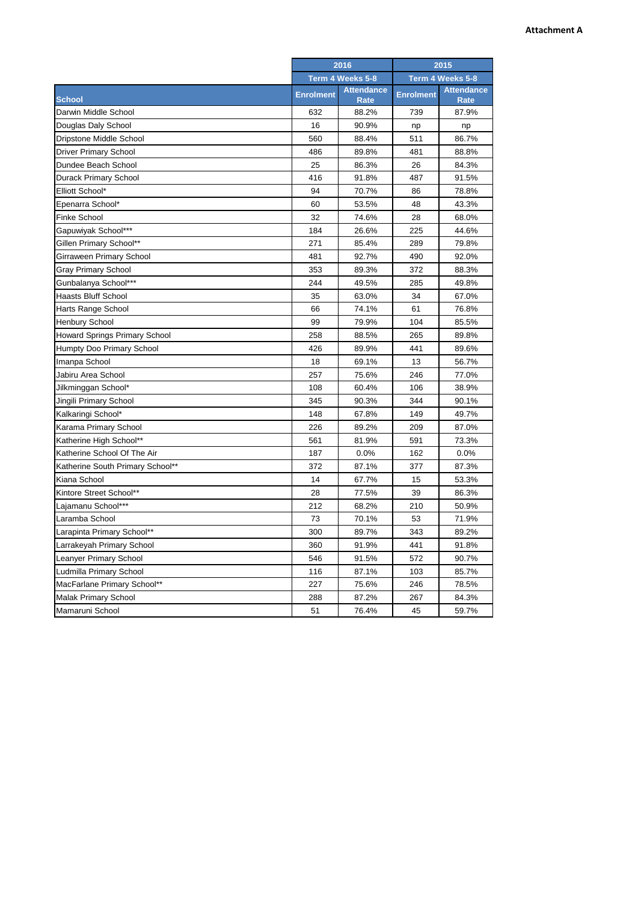**Attachment A**

| | 2016 | | 2015 | |
|---|---|---|---|---|
| | Term 4 Weeks 5-8 | | Term 4 Weeks 5-8 | |
| School | Enrolment | Attendance Rate | Enrolment | Attendance Rate |
| Darwin Middle School | 632 | 88.2% | 739 | 87.9% |
| Douglas Daly School | 16 | 90.9% | np | np |
| Dripstone Middle School | 560 | 88.4% | 511 | 86.7% |
| Driver Primary School | 486 | 89.8% | 481 | 88.8% |
| Dundee Beach School | 25 | 86.3% | 26 | 84.3% |
| Durack Primary School | 416 | 91.8% | 487 | 91.5% |
| Elliott School* | 94 | 70.7% | 86 | 78.8% |
| Epenarra School* | 60 | 53.5% | 48 | 43.3% |
| Finke School | 32 | 74.6% | 28 | 68.0% |
| Gapuwiyak School*** | 184 | 26.6% | 225 | 44.6% |
| Gillen Primary School** | 271 | 85.4% | 289 | 79.8% |
| Girraween Primary School | 481 | 92.7% | 490 | 92.0% |
| Gray Primary School | 353 | 89.3% | 372 | 88.3% |
| Gunbalanya School*** | 244 | 49.5% | 285 | 49.8% |
| Haasts Bluff School | 35 | 63.0% | 34 | 67.0% |
| Harts Range School | 66 | 74.1% | 61 | 76.8% |
| Henbury School | 99 | 79.9% | 104 | 85.5% |
| Howard Springs Primary School | 258 | 88.5% | 265 | 89.8% |
| Humpty Doo Primary School | 426 | 89.9% | 441 | 89.6% |
| Imanpa School | 18 | 69.1% | 13 | 56.7% |
| Jabiru Area School | 257 | 75.6% | 246 | 77.0% |
| Jilkminggan School* | 108 | 60.4% | 106 | 38.9% |
| Jingili Primary School | 345 | 90.3% | 344 | 90.1% |
| Kalkaringi School* | 148 | 67.8% | 149 | 49.7% |
| Karama Primary School | 226 | 89.2% | 209 | 87.0% |
| Katherine High School** | 561 | 81.9% | 591 | 73.3% |
| Katherine School Of The Air | 187 | 0.0% | 162 | 0.0% |
| Katherine South Primary School** | 372 | 87.1% | 377 | 87.3% |
| Kiana School | 14 | 67.7% | 15 | 53.3% |
| Kintore Street School** | 28 | 77.5% | 39 | 86.3% |
| Lajamanu School*** | 212 | 68.2% | 210 | 50.9% |
| Laramba School | 73 | 70.1% | 53 | 71.9% |
| Larapinta Primary School** | 300 | 89.7% | 343 | 89.2% |
| Larrakeyah Primary School | 360 | 91.9% | 441 | 91.8% |
| Leanyer Primary School | 546 | 91.5% | 572 | 90.7% |
| Ludmilla Primary School | 116 | 87.1% | 103 | 85.7% |
| MacFarlane Primary School** | 227 | 75.6% | 246 | 78.5% |
| Malak Primary School | 288 | 87.2% | 267 | 84.3% |
| Mamaruni School | 51 | 76.4% | 45 | 59.7% |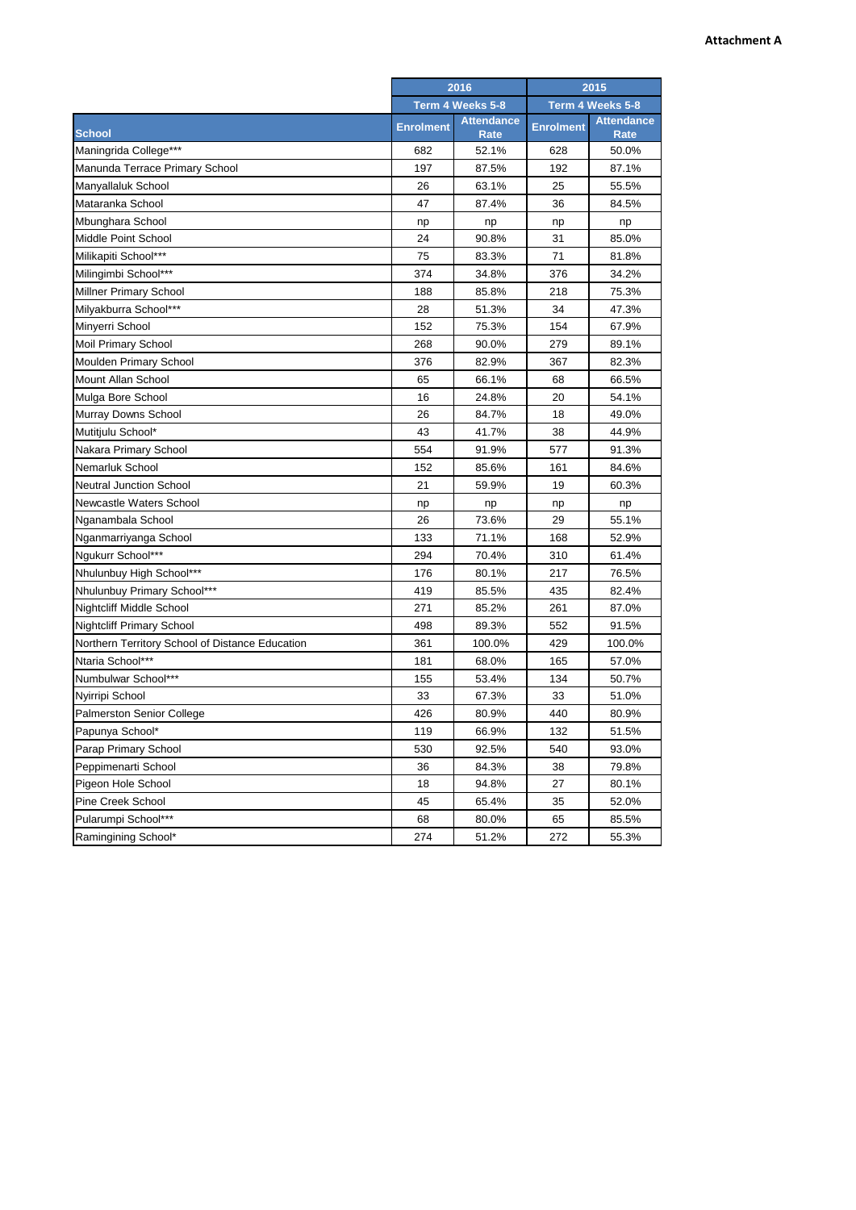**Attachment A**

| | 2016 | | 2015 | |
|---|---|---|---|---|
| | Term 4 Weeks 5-8 | | Term 4 Weeks 5-8 | |
| School | Enrolment | Attendance Rate | Enrolment | Attendance Rate |
| Maningrida College*** | 682 | 52.1% | 628 | 50.0% |
| Manunda Terrace Primary School | 197 | 87.5% | 192 | 87.1% |
| Manyallaluk School | 26 | 63.1% | 25 | 55.5% |
| Mataranka School | 47 | 87.4% | 36 | 84.5% |
| Mbunghara School | np | np | np | np |
| Middle Point School | 24 | 90.8% | 31 | 85.0% |
| Milikapiti School*** | 75 | 83.3% | 71 | 81.8% |
| Milingimbi School*** | 374 | 34.8% | 376 | 34.2% |
| Millner Primary School | 188 | 85.8% | 218 | 75.3% |
| Milyakburra School*** | 28 | 51.3% | 34 | 47.3% |
| Minyerri School | 152 | 75.3% | 154 | 67.9% |
| Moil Primary School | 268 | 90.0% | 279 | 89.1% |
| Moulden Primary School | 376 | 82.9% | 367 | 82.3% |
| Mount Allan School | 65 | 66.1% | 68 | 66.5% |
| Mulga Bore School | 16 | 24.8% | 20 | 54.1% |
| Murray Downs School | 26 | 84.7% | 18 | 49.0% |
| Mutitjulu School* | 43 | 41.7% | 38 | 44.9% |
| Nakara Primary School | 554 | 91.9% | 577 | 91.3% |
| Nemarluk School | 152 | 85.6% | 161 | 84.6% |
| Neutral Junction School | 21 | 59.9% | 19 | 60.3% |
| Newcastle Waters School | np | np | np | np |
| Nganambala School | 26 | 73.6% | 29 | 55.1% |
| Nganmarriyanga School | 133 | 71.1% | 168 | 52.9% |
| Ngukurr School*** | 294 | 70.4% | 310 | 61.4% |
| Nhulunbuy High School*** | 176 | 80.1% | 217 | 76.5% |
| Nhulunbuy Primary School*** | 419 | 85.5% | 435 | 82.4% |
| Nightcliff Middle School | 271 | 85.2% | 261 | 87.0% |
| Nightcliff Primary School | 498 | 89.3% | 552 | 91.5% |
| Northern Territory School of Distance Education | 361 | 100.0% | 429 | 100.0% |
| Ntaria School*** | 181 | 68.0% | 165 | 57.0% |
| Numbulwar School*** | 155 | 53.4% | 134 | 50.7% |
| Nyirripi School | 33 | 67.3% | 33 | 51.0% |
| Palmerston Senior College | 426 | 80.9% | 440 | 80.9% |
| Papunya School* | 119 | 66.9% | 132 | 51.5% |
| Parap Primary School | 530 | 92.5% | 540 | 93.0% |
| Peppimenarti School | 36 | 84.3% | 38 | 79.8% |
| Pigeon Hole School | 18 | 94.8% | 27 | 80.1% |
| Pine Creek School | 45 | 65.4% | 35 | 52.0% |
| Pularumpi School*** | 68 | 80.0% | 65 | 85.5% |
| Ramingining School* | 274 | 51.2% | 272 | 55.3% |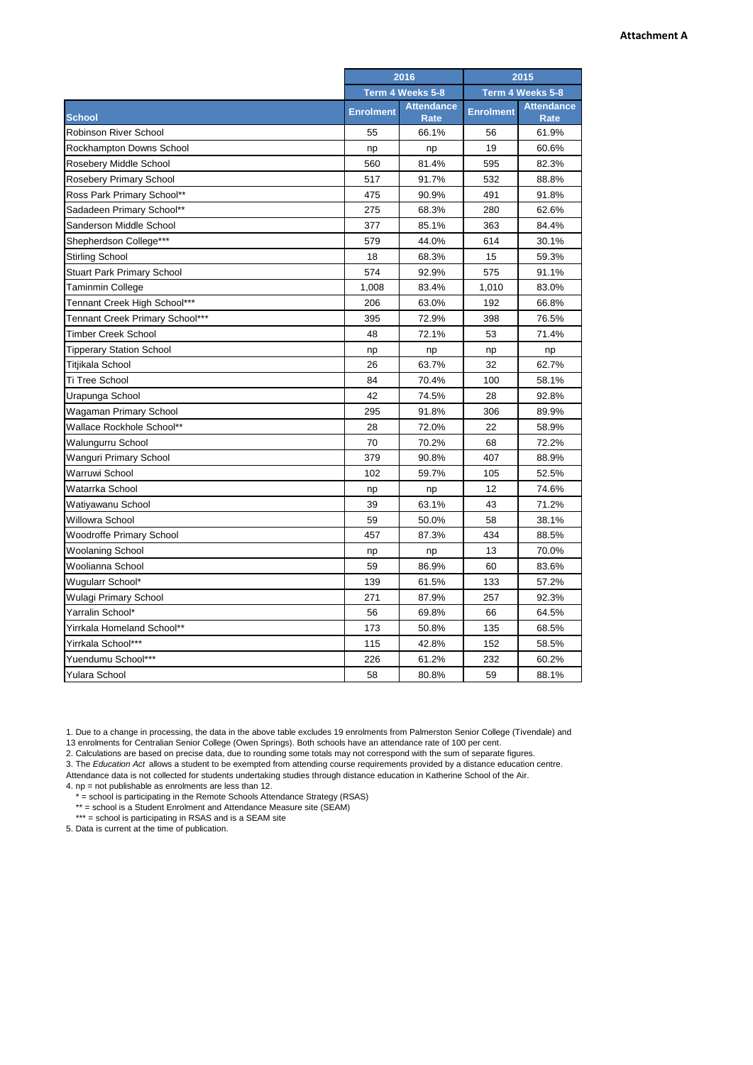**Attachment A**

| School | 2016 | | 2015 | |
|---|---|---|---|---|
| | Term 4 Weeks 5-8 | | Term 4 Weeks 5-8 | |
| | Enrolment | Attendance Rate | Enrolment | Attendance Rate |
| Robinson River School | 55 | 66.1% | 56 | 61.9% |
| Rockhampton Downs School | np | np | 19 | 60.6% |
| Rosebery Middle School | 560 | 81.4% | 595 | 82.3% |
| Rosebery Primary School | 517 | 91.7% | 532 | 88.8% |
| Ross Park Primary School** | 475 | 90.9% | 491 | 91.8% |
| Sadadeen Primary School** | 275 | 68.3% | 280 | 62.6% |
| Sanderson Middle School | 377 | 85.1% | 363 | 84.4% |
| Shepherdson College*** | 579 | 44.0% | 614 | 30.1% |
| Stirling School | 18 | 68.3% | 15 | 59.3% |
| Stuart Park Primary School | 574 | 92.9% | 575 | 91.1% |
| Taminmin College | 1,008 | 83.4% | 1,010 | 83.0% |
| Tennant Creek High School*** | 206 | 63.0% | 192 | 66.8% |
| Tennant Creek Primary School*** | 395 | 72.9% | 398 | 76.5% |
| Timber Creek School | 48 | 72.1% | 53 | 71.4% |
| Tipperary Station School | np | np | np | np |
| Titjikala School | 26 | 63.7% | 32 | 62.7% |
| Ti Tree School | 84 | 70.4% | 100 | 58.1% |
| Urapunga School | 42 | 74.5% | 28 | 92.8% |
| Wagaman Primary School | 295 | 91.8% | 306 | 89.9% |
| Wallace Rockhole School** | 28 | 72.0% | 22 | 58.9% |
| Walungurru School | 70 | 70.2% | 68 | 72.2% |
| Wanguri Primary School | 379 | 90.8% | 407 | 88.9% |
| Warruwi School | 102 | 59.7% | 105 | 52.5% |
| Watarrka School | np | np | 12 | 74.6% |
| Watiyawanu School | 39 | 63.1% | 43 | 71.2% |
| Willowra School | 59 | 50.0% | 58 | 38.1% |
| Woodroffe Primary School | 457 | 87.3% | 434 | 88.5% |
| Woolaning School | np | np | 13 | 70.0% |
| Woolianna School | 59 | 86.9% | 60 | 83.6% |
| Wugularr School* | 139 | 61.5% | 133 | 57.2% |
| Wulagi Primary School | 271 | 87.9% | 257 | 92.3% |
| Yarralin School* | 56 | 69.8% | 66 | 64.5% |
| Yirrkala Homeland School** | 173 | 50.8% | 135 | 68.5% |
| Yirrkala School*** | 115 | 42.8% | 152 | 58.5% |
| Yuendumu School*** | 226 | 61.2% | 232 | 60.2% |
| Yulara School | 58 | 80.8% | 59 | 88.1% |

1. Due to a change in processing, the data in the above table excludes 19 enrolments from Palmerston Senior College (Tivendale) and 13 enrolments for Centralian Senior College (Owen Springs). Both schools have an attendance rate of 100 per cent.
2. Calculations are based on precise data, due to rounding some totals may not correspond with the sum of separate figures.
3. The *Education Act* allows a student to be exempted from attending course requirements provided by a distance education centre. Attendance data is not collected for students undertaking studies through distance education in Katherine School of the Air.
4. np = not publishable as enrolments are less than 12.
   * = school is participating in the Remote Schools Attendance Strategy (RSAS)
   ** = school is a Student Enrolment and Attendance Measure site (SEAM)
   *** = school is participating in RSAS and is a SEAM site
5. Data is current at the time of publication.